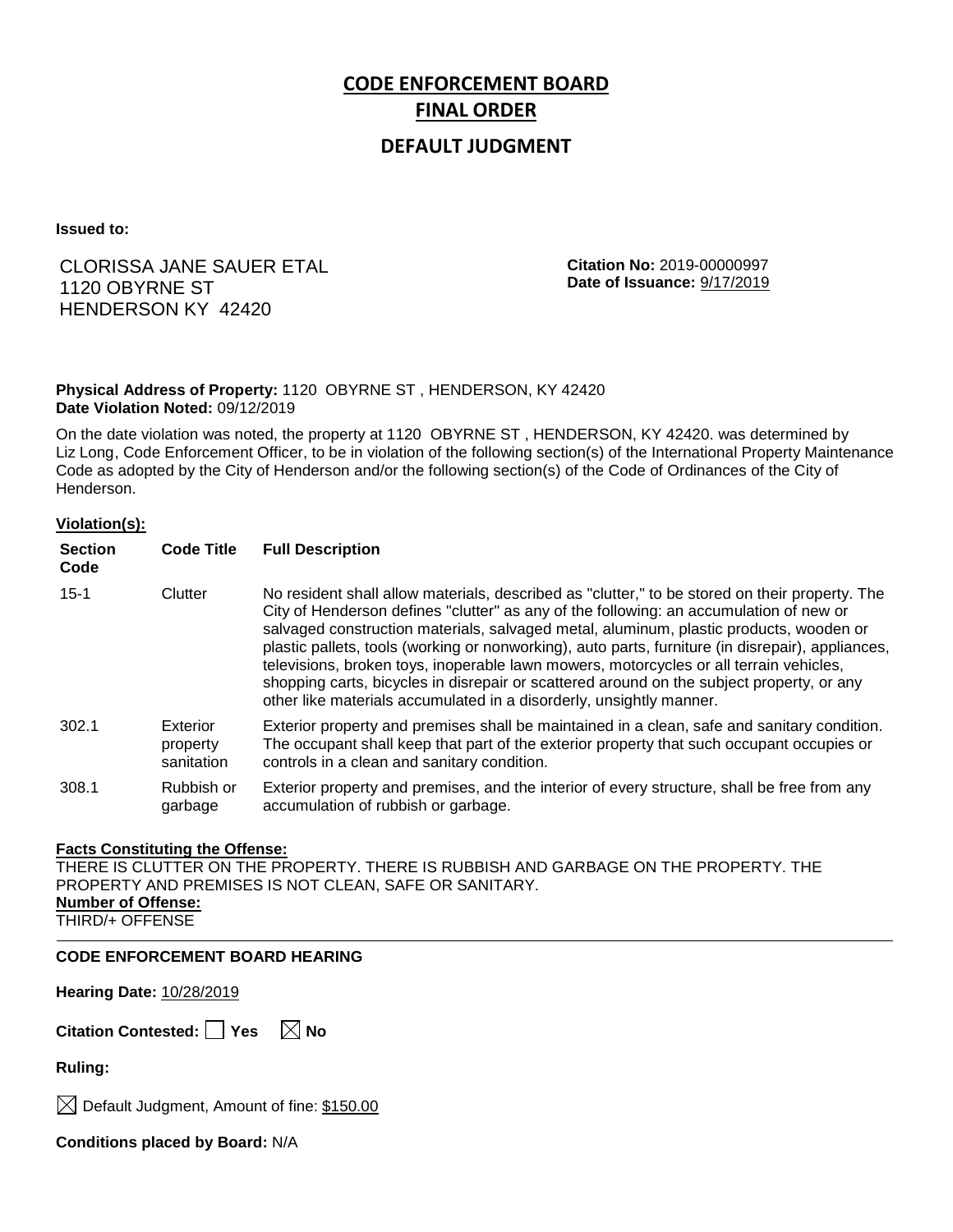# CODE ENFORCEMENT BOARD
# FINAL ORDER

## DEFAULT JUDGMENT

**Issued to:**

CLORISSA JANE SAUER ETAL
1120 OBYRNE ST
HENDERSON KY 42420

**Citation No:** 2019-00000997
**Date of Issuance:** 9/17/2019

**Physical Address of Property:** 1120 OBYRNE ST , HENDERSON, KY 42420
**Date Violation Noted:** 09/12/2019

On the date violation was noted, the property at 1120 OBYRNE ST , HENDERSON, KY 42420. was determined by Liz Long, Code Enforcement Officer, to be in violation of the following section(s) of the International Property Maintenance Code as adopted by the City of Henderson and/or the following section(s) of the Code of Ordinances of the City of Henderson.

**Violation(s):**

| Section Code | Code Title | Full Description |
|---|---|---|
| 15-1 | Clutter | No resident shall allow materials, described as "clutter," to be stored on their property. The City of Henderson defines "clutter" as any of the following: an accumulation of new or salvaged construction materials, salvaged metal, aluminum, plastic products, wooden or plastic pallets, tools (working or nonworking), auto parts, furniture (in disrepair), appliances, televisions, broken toys, inoperable lawn mowers, motorcycles or all terrain vehicles, shopping carts, bicycles in disrepair or scattered around on the subject property, or any other like materials accumulated in a disorderly, unsightly manner. |
| 302.1 | Exterior property sanitation | Exterior property and premises shall be maintained in a clean, safe and sanitary condition. The occupant shall keep that part of the exterior property that such occupant occupies or controls in a clean and sanitary condition. |
| 308.1 | Rubbish or garbage | Exterior property and premises, and the interior of every structure, shall be free from any accumulation of rubbish or garbage. |

**Facts Constituting the Offense:**
THERE IS CLUTTER ON THE PROPERTY. THERE IS RUBBISH AND GARBAGE ON THE PROPERTY. THE PROPERTY AND PREMISES IS NOT CLEAN, SAFE OR SANITARY.
**Number of Offense:**
THIRD/+ OFFENSE

---

**CODE ENFORCEMENT BOARD HEARING**

**Hearing Date:** 10/28/2019

**Citation Contested:** ☐ Yes ☒ No

**Ruling:**

☒ Default Judgment, Amount of fine: $150.00

**Conditions placed by Board:** N/A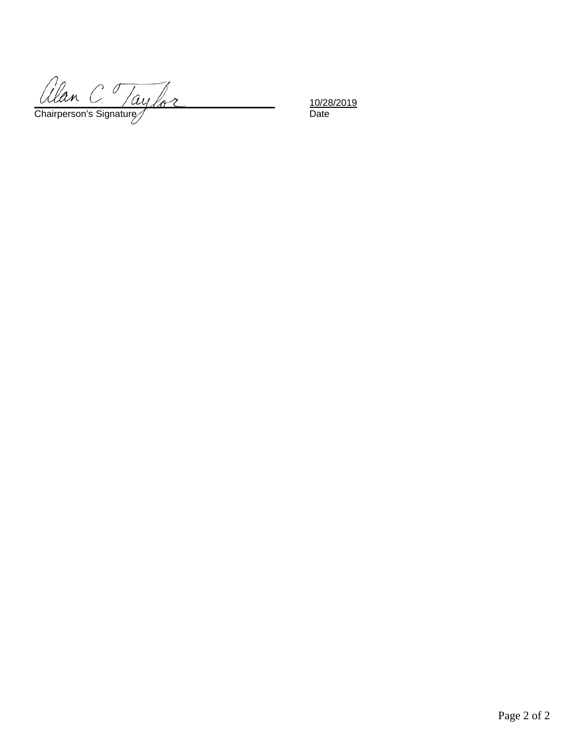Alan C. Taylor

Chairperson's Signature

10/28/2019

Date